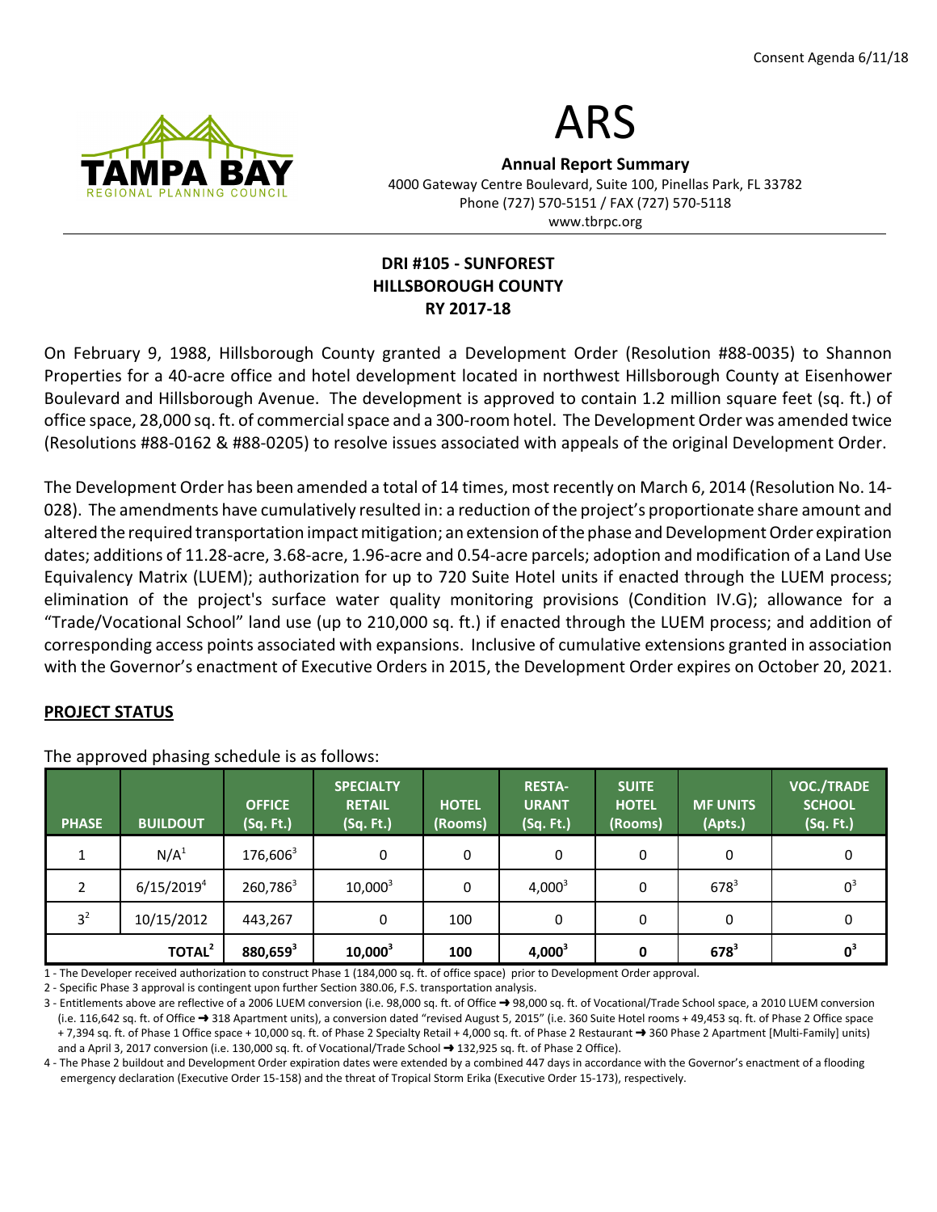Consent Agenda 6/11/18

# ARS

**Annual Report Summary**
4000 Gateway Centre Boulevard, Suite 100, Pinellas Park, FL 33782
Phone (727) 570-5151 / FAX (727) 570-5118
www.tbrpc.org

## DRI #105 - SUNFOREST HILLSBOROUGH COUNTY RY 2017-18

On February 9, 1988, Hillsborough County granted a Development Order (Resolution #88-0035) to Shannon Properties for a 40-acre office and hotel development located in northwest Hillsborough County at Eisenhower Boulevard and Hillsborough Avenue. The development is approved to contain 1.2 million square feet (sq. ft.) of office space, 28,000 sq. ft. of commercial space and a 300-room hotel. The Development Order was amended twice (Resolutions #88-0162 & #88-0205) to resolve issues associated with appeals of the original Development Order.

The Development Order has been amended a total of 14 times, most recently on March 6, 2014 (Resolution No. 14-028). The amendments have cumulatively resulted in: a reduction of the project's proportionate share amount and altered the required transportation impact mitigation; an extension of the phase and Development Order expiration dates; additions of 11.28-acre, 3.68-acre, 1.96-acre and 0.54-acre parcels; adoption and modification of a Land Use Equivalency Matrix (LUEM); authorization for up to 720 Suite Hotel units if enacted through the LUEM process; elimination of the project's surface water quality monitoring provisions (Condition IV.G); allowance for a "Trade/Vocational School" land use (up to 210,000 sq. ft.) if enacted through the LUEM process; and addition of corresponding access points associated with expansions. Inclusive of cumulative extensions granted in association with the Governor's enactment of Executive Orders in 2015, the Development Order expires on October 20, 2021.

## PROJECT STATUS

The approved phasing schedule is as follows:

| PHASE | BUILDOUT | OFFICE (Sq. Ft.) | SPECIALTY RETAIL (Sq. Ft.) | HOTEL (Rooms) | RESTA-URANT (Sq. Ft.) | SUITE HOTEL (Rooms) | MF UNITS (Apts.) | VOC./TRADE SCHOOL (Sq. Ft.) |
|---|---|---|---|---|---|---|---|---|
| 1 | N/A[1] | 176,606[3] | 0 | 0 | 0 | 0 | 0 | 0 |
| 2 | 6/15/2019[4] | 260,786[3] | 10,000[3] | 0 | 4,000[3] | 0 | 678[3] | 0[3] |
| 3[2] | 10/15/2012 | 443,267 | 0 | 100 | 0 | 0 | 0 | 0 |
| | **TOTAL[2]** | **880,659[3]** | **10,000[3]** | **100** | **4,000[3]** | **0** | **678[3]** | **0[3]** |

1 - The Developer received authorization to construct Phase 1 (184,000 sq. ft. of office space) prior to Development Order approval.

2 - Specific Phase 3 approval is contingent upon further Section 380.06, F.S. transportation analysis.

3 - Entitlements above are reflective of a 2006 LUEM conversion (i.e. 98,000 sq. ft. of Office ➞ 98,000 sq. ft. of Vocational/Trade School space, a 2010 LUEM conversion (i.e. 116,642 sq. ft. of Office ➞ 318 Apartment units), a conversion dated "revised August 5, 2015" (i.e. 360 Suite Hotel rooms + 49,453 sq. ft. of Phase 2 Office space + 7,394 sq. ft. of Phase 1 Office space + 10,000 sq. ft. of Phase 2 Specialty Retail + 4,000 sq. ft. of Phase 2 Restaurant ➞ 360 Phase 2 Apartment [Multi-Family] units) and a April 3, 2017 conversion (i.e. 130,000 sq. ft. of Vocational/Trade School ➞ 132,925 sq. ft. of Phase 2 Office).

4 - The Phase 2 buildout and Development Order expiration dates were extended by a combined 447 days in accordance with the Governor's enactment of a flooding emergency declaration (Executive Order 15-158) and the threat of Tropical Storm Erika (Executive Order 15-173), respectively.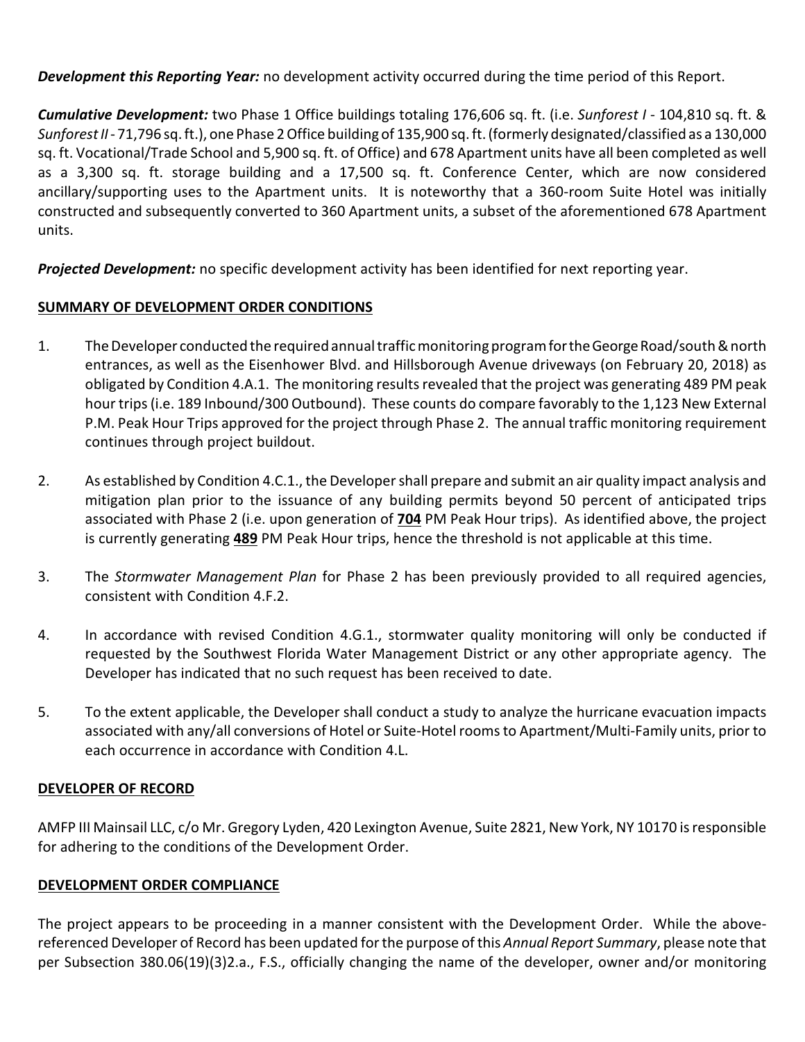***Development this Reporting Year:*** no development activity occurred during the time period of this Report.

***Cumulative Development:*** two Phase 1 Office buildings totaling 176,606 sq. ft. (i.e. *Sunforest I* - 104,810 sq. ft. & *Sunforest II* - 71,796 sq. ft.), one Phase 2 Office building of 135,900 sq. ft. (formerly designated/classified as a 130,000 sq. ft. Vocational/Trade School and 5,900 sq. ft. of Office) and 678 Apartment units have all been completed as well as a 3,300 sq. ft. storage building and a 17,500 sq. ft. Conference Center, which are now considered ancillary/supporting uses to the Apartment units. It is noteworthy that a 360-room Suite Hotel was initially constructed and subsequently converted to 360 Apartment units, a subset of the aforementioned 678 Apartment units.

***Projected Development:*** no specific development activity has been identified for next reporting year.

## SUMMARY OF DEVELOPMENT ORDER CONDITIONS

1. The Developer conducted the required annual traffic monitoring program for the George Road/south & north entrances, as well as the Eisenhower Blvd. and Hillsborough Avenue driveways (on February 20, 2018) as obligated by Condition 4.A.1. The monitoring results revealed that the project was generating 489 PM peak hour trips (i.e. 189 Inbound/300 Outbound). These counts do compare favorably to the 1,123 New External P.M. Peak Hour Trips approved for the project through Phase 2. The annual traffic monitoring requirement continues through project buildout.

2. As established by Condition 4.C.1., the Developer shall prepare and submit an air quality impact analysis and mitigation plan prior to the issuance of any building permits beyond 50 percent of anticipated trips associated with Phase 2 (i.e. upon generation of **704** PM Peak Hour trips). As identified above, the project is currently generating **489** PM Peak Hour trips, hence the threshold is not applicable at this time.

3. The *Stormwater Management Plan* for Phase 2 has been previously provided to all required agencies, consistent with Condition 4.F.2.

4. In accordance with revised Condition 4.G.1., stormwater quality monitoring will only be conducted if requested by the Southwest Florida Water Management District or any other appropriate agency. The Developer has indicated that no such request has been received to date.

5. To the extent applicable, the Developer shall conduct a study to analyze the hurricane evacuation impacts associated with any/all conversions of Hotel or Suite-Hotel rooms to Apartment/Multi-Family units, prior to each occurrence in accordance with Condition 4.L.

## DEVELOPER OF RECORD

AMFP III Mainsail LLC, c/o Mr. Gregory Lyden, 420 Lexington Avenue, Suite 2821, New York, NY 10170 is responsible for adhering to the conditions of the Development Order.

## DEVELOPMENT ORDER COMPLIANCE

The project appears to be proceeding in a manner consistent with the Development Order. While the above-referenced Developer of Record has been updated for the purpose of this *Annual Report Summary*, please note that per Subsection 380.06(19)(3)2.a., F.S., officially changing the name of the developer, owner and/or monitoring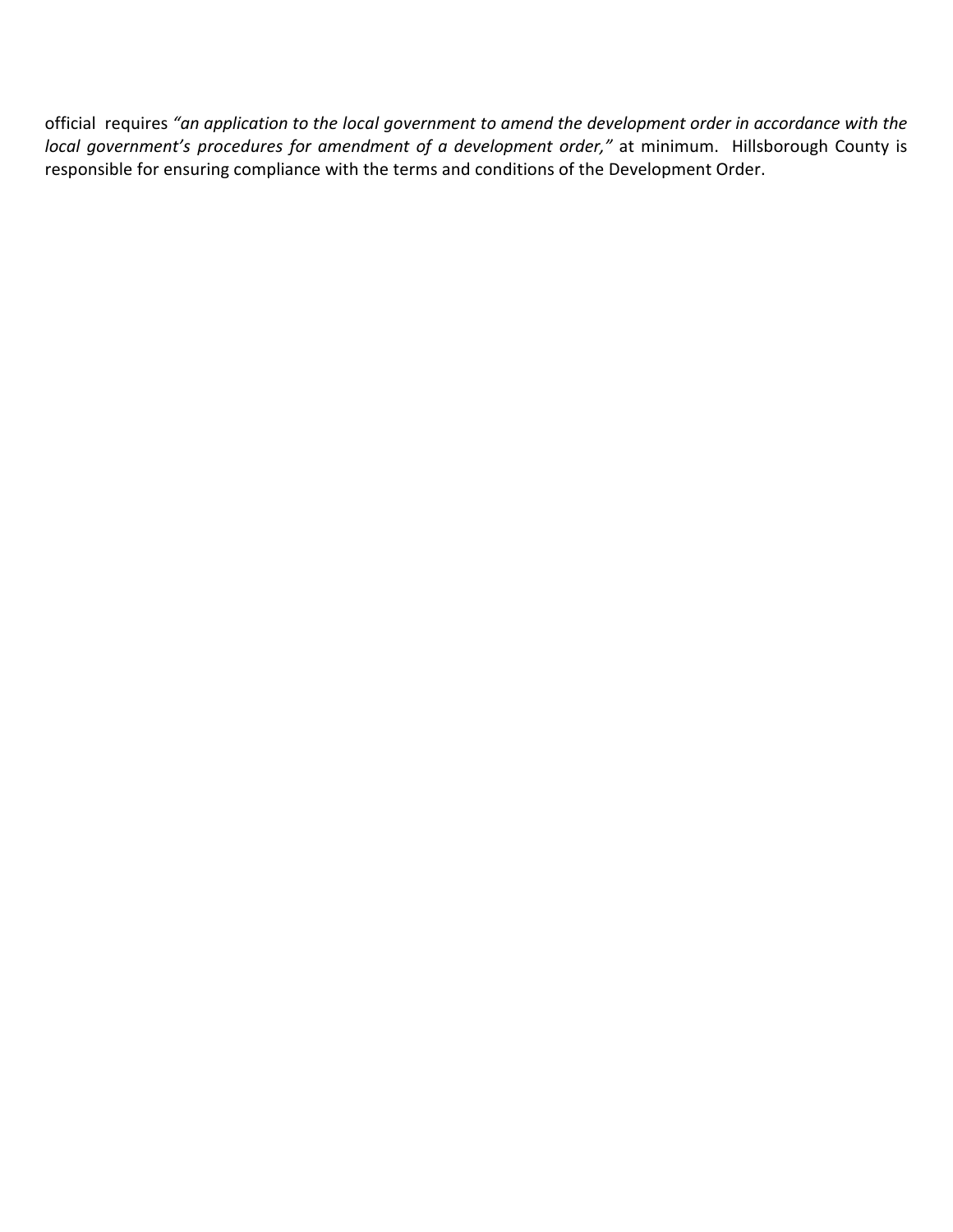official requires *"an application to the local government to amend the development order in accordance with the local government's procedures for amendment of a development order,"* at minimum. Hillsborough County is responsible for ensuring compliance with the terms and conditions of the Development Order.